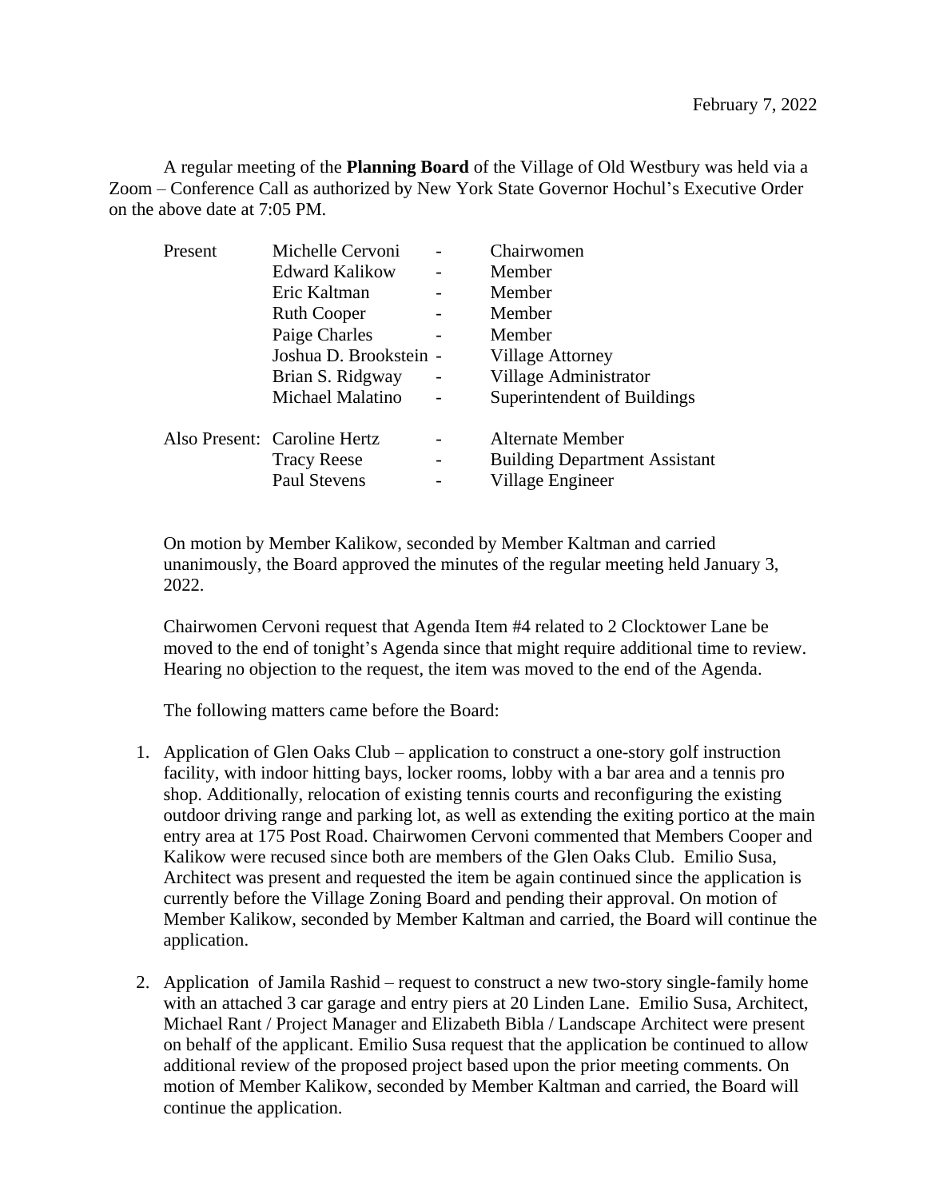February 7, 2022

A regular meeting of the **Planning Board** of the Village of Old Westbury was held via a Zoom – Conference Call as authorized by New York State Governor Hochul's Executive Order on the above date at 7:05 PM.

| | | | |
|---|---|---|---|
| Present | Michelle Cervoni | - | Chairwomen |
| | Edward Kalikow | - | Member |
| | Eric Kaltman | - | Member |
| | Ruth Cooper | - | Member |
| | Paige Charles | - | Member |
| | Joshua D. Brookstein | - | Village Attorney |
| | Brian S. Ridgway | - | Village Administrator |
| | Michael Malatino | - | Superintendent of Buildings |
| Also Present: | Caroline Hertz | - | Alternate Member |
| | Tracy Reese | - | Building Department Assistant |
| | Paul Stevens | - | Village Engineer |

On motion by Member Kalikow, seconded by Member Kaltman and carried unanimously, the Board approved the minutes of the regular meeting held January 3, 2022.

Chairwomen Cervoni request that Agenda Item #4 related to 2 Clocktower Lane be moved to the end of tonight's Agenda since that might require additional time to review. Hearing no objection to the request, the item was moved to the end of the Agenda.

The following matters came before the Board:

1. Application of Glen Oaks Club – application to construct a one-story golf instruction facility, with indoor hitting bays, locker rooms, lobby with a bar area and a tennis pro shop. Additionally, relocation of existing tennis courts and reconfiguring the existing outdoor driving range and parking lot, as well as extending the exiting portico at the main entry area at 175 Post Road. Chairwomen Cervoni commented that Members Cooper and Kalikow were recused since both are members of the Glen Oaks Club. Emilio Susa, Architect was present and requested the item be again continued since the application is currently before the Village Zoning Board and pending their approval. On motion of Member Kalikow, seconded by Member Kaltman and carried, the Board will continue the application.

2. Application of Jamila Rashid – request to construct a new two-story single-family home with an attached 3 car garage and entry piers at 20 Linden Lane. Emilio Susa, Architect, Michael Rant / Project Manager and Elizabeth Bibla / Landscape Architect were present on behalf of the applicant. Emilio Susa request that the application be continued to allow additional review of the proposed project based upon the prior meeting comments. On motion of Member Kalikow, seconded by Member Kaltman and carried, the Board will continue the application.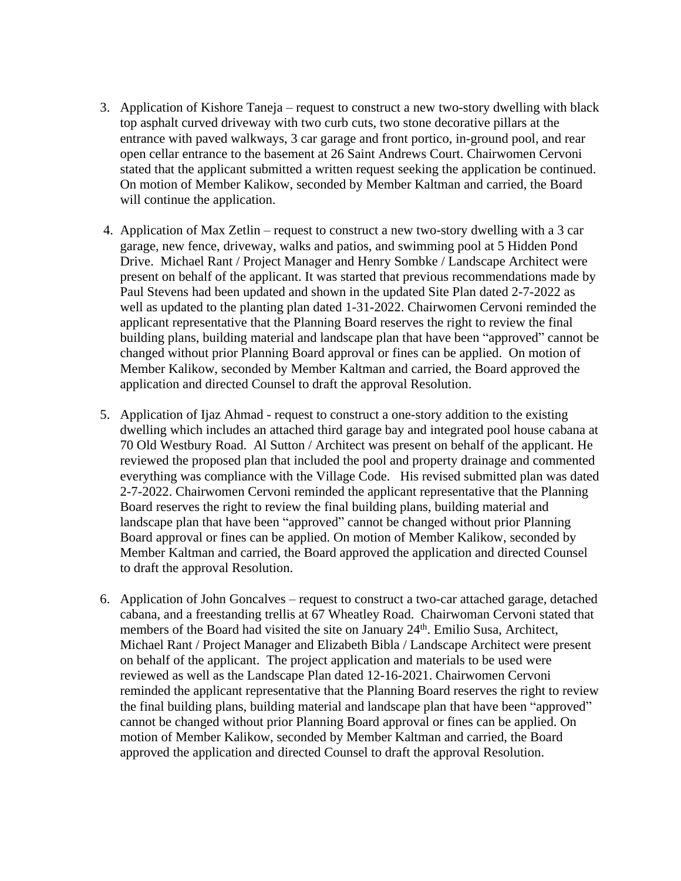3. Application of Kishore Taneja – request to construct a new two-story dwelling with black top asphalt curved driveway with two curb cuts, two stone decorative pillars at the entrance with paved walkways, 3 car garage and front portico, in-ground pool, and rear open cellar entrance to the basement at 26 Saint Andrews Court. Chairwomen Cervoni stated that the applicant submitted a written request seeking the application be continued. On motion of Member Kalikow, seconded by Member Kaltman and carried, the Board will continue the application.

4. Application of Max Zetlin – request to construct a new two-story dwelling with a 3 car garage, new fence, driveway, walks and patios, and swimming pool at 5 Hidden Pond Drive. Michael Rant / Project Manager and Henry Sombke / Landscape Architect were present on behalf of the applicant. It was started that previous recommendations made by Paul Stevens had been updated and shown in the updated Site Plan dated 2-7-2022 as well as updated to the planting plan dated 1-31-2022. Chairwomen Cervoni reminded the applicant representative that the Planning Board reserves the right to review the final building plans, building material and landscape plan that have been "approved" cannot be changed without prior Planning Board approval or fines can be applied. On motion of Member Kalikow, seconded by Member Kaltman and carried, the Board approved the application and directed Counsel to draft the approval Resolution.

5. Application of Ijaz Ahmad - request to construct a one-story addition to the existing dwelling which includes an attached third garage bay and integrated pool house cabana at 70 Old Westbury Road. Al Sutton / Architect was present on behalf of the applicant. He reviewed the proposed plan that included the pool and property drainage and commented everything was compliance with the Village Code. His revised submitted plan was dated 2-7-2022. Chairwomen Cervoni reminded the applicant representative that the Planning Board reserves the right to review the final building plans, building material and landscape plan that have been "approved" cannot be changed without prior Planning Board approval or fines can be applied. On motion of Member Kalikow, seconded by Member Kaltman and carried, the Board approved the application and directed Counsel to draft the approval Resolution.

6. Application of John Goncalves – request to construct a two-car attached garage, detached cabana, and a freestanding trellis at 67 Wheatley Road. Chairwoman Cervoni stated that members of the Board had visited the site on January 24th. Emilio Susa, Architect, Michael Rant / Project Manager and Elizabeth Bibla / Landscape Architect were present on behalf of the applicant. The project application and materials to be used were reviewed as well as the Landscape Plan dated 12-16-2021. Chairwomen Cervoni reminded the applicant representative that the Planning Board reserves the right to review the final building plans, building material and landscape plan that have been "approved" cannot be changed without prior Planning Board approval or fines can be applied. On motion of Member Kalikow, seconded by Member Kaltman and carried, the Board approved the application and directed Counsel to draft the approval Resolution.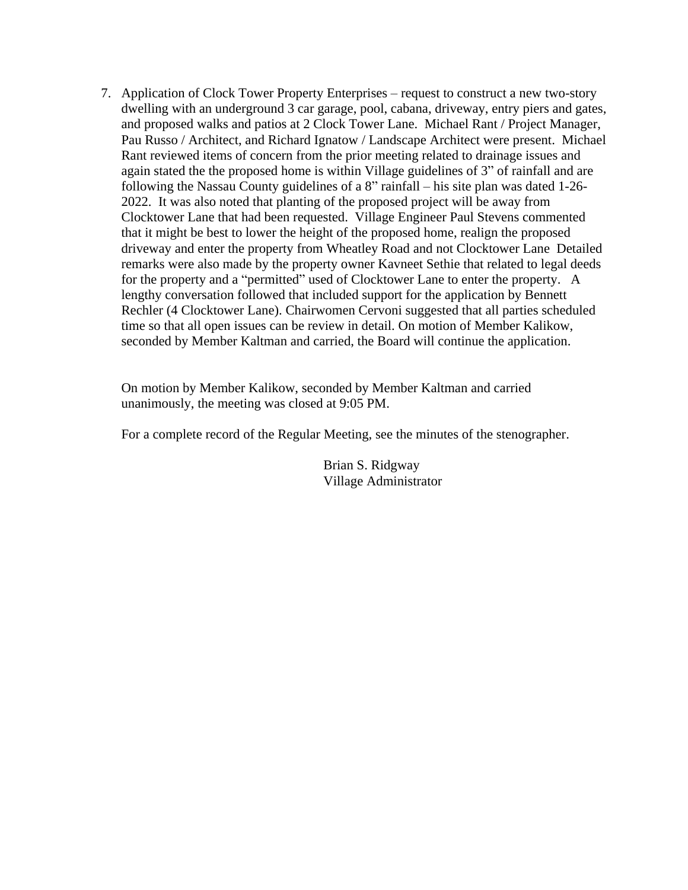7. Application of Clock Tower Property Enterprises – request to construct a new two-story dwelling with an underground 3 car garage, pool, cabana, driveway, entry piers and gates, and proposed walks and patios at 2 Clock Tower Lane. Michael Rant / Project Manager, Pau Russo / Architect, and Richard Ignatow / Landscape Architect were present. Michael Rant reviewed items of concern from the prior meeting related to drainage issues and again stated the the proposed home is within Village guidelines of 3" of rainfall and are following the Nassau County guidelines of a 8" rainfall – his site plan was dated 1-26-2022. It was also noted that planting of the proposed project will be away from Clocktower Lane that had been requested. Village Engineer Paul Stevens commented that it might be best to lower the height of the proposed home, realign the proposed driveway and enter the property from Wheatley Road and not Clocktower Lane Detailed remarks were also made by the property owner Kavneet Sethie that related to legal deeds for the property and a "permitted" used of Clocktower Lane to enter the property. A lengthy conversation followed that included support for the application by Bennett Rechler (4 Clocktower Lane). Chairwomen Cervoni suggested that all parties scheduled time so that all open issues can be review in detail. On motion of Member Kalikow, seconded by Member Kaltman and carried, the Board will continue the application.

On motion by Member Kalikow, seconded by Member Kaltman and carried unanimously, the meeting was closed at 9:05 PM.

For a complete record of the Regular Meeting, see the minutes of the stenographer.

Brian S. Ridgway
Village Administrator